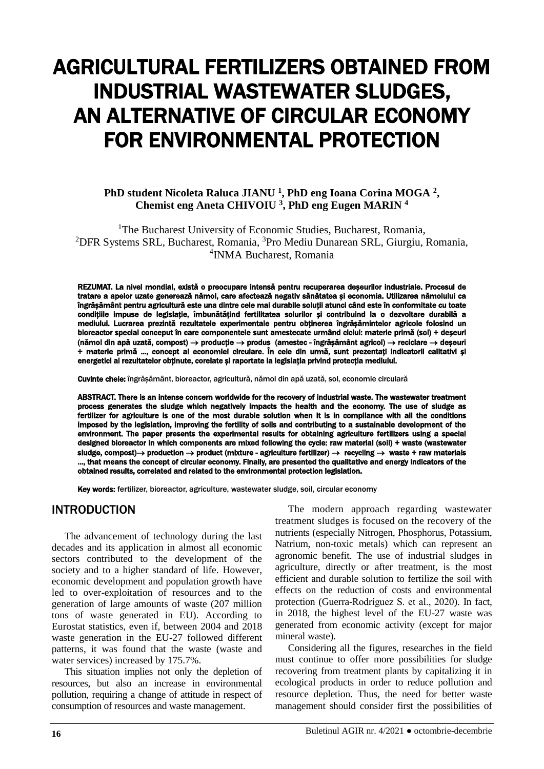# AGRICULTURAL FERTILIZERS OBTAINED FROM INDUSTRIAL WASTEWATER SLUDGES, AN ALTERNATIVE OF CIRCULAR ECONOMY FOR ENVIRONMENTAL PROTECTION

**PhD student Nicoleta Raluca JIANU [1], PhD eng Ioana Corina MOGA [2], Chemist eng Aneta CHIVOIU [3], PhD eng Eugen MARIN [4]**

[1]The Bucharest University of Economic Studies, Bucharest, Romania,
[2]DFR Systems SRL, Bucharest, Romania, [3]Pro Mediu Dunarean SRL, Giurgiu, Romania,
[4]INMA Bucharest, Romania

**REZUMAT. La nivel mondial, există o preocupare intensă pentru recuperarea deșeurilor industriale. Procesul de tratare a apelor uzate generează nămol, care afectează negativ sănătatea și economia. Utilizarea nămolului ca îngrășământ pentru agricultură este una dintre cele mai durabile soluții atunci când este în conformitate cu toate condițiile impuse de legislație, îmbunătățind fertilitatea solurilor și contribuind la o dezvoltare durabilă a mediului. Lucrarea prezintă rezultatele experimentale pentru obținerea îngrășămintelor agricole folosind un bioreactor special conceput în care componentele sunt amestecate urmând ciclul: materie primă (sol) + deșeuri (nămol din apă uzată, compost) → producție → produs (amestec - îngrășământ agricol) → reciclare → deșeuri + materie primă ..., concept al economiei circulare. În cele din urmă, sunt prezentați indicatorii calitativi și energetici ai rezultatelor obținute, corelate și raportate la legislația privind protecția mediului.**

**Cuvinte cheie:** îngrășământ, bioreactor, agricultură, nămol din apă uzată, sol, economie circulară

**ABSTRACT. There is an intense concern worldwide for the recovery of industrial waste. The wastewater treatment process generates the sludge which negatively impacts the health and the economy. The use of sludge as fertilizer for agriculture is one of the most durable solution when it is in compliance with all the conditions imposed by the legislation, improving the fertility of soils and contributing to a sustainable development of the environment. The paper presents the experimental results for obtaining agriculture fertilizers using a special designed bioreactor in which components are mixed following the cycle: raw material (soil) + waste (wastewater sludge, compost)→ production → product (mixture - agriculture fertilizer) → recycling → waste + raw materials ..., that means the concept of circular economy. Finally, are presented the qualitative and energy indicators of the obtained results, correlated and related to the environmental protection legislation.**

**Key words:** fertilizer, bioreactor, agriculture, wastewater sludge, soil, circular economy

## INTRODUCTION

The advancement of technology during the last decades and its application in almost all economic sectors contributed to the development of the society and to a higher standard of life. However, economic development and population growth have led to over-exploitation of resources and to the generation of large amounts of waste (207 million tons of waste generated in EU). According to Eurostat statistics, even if, between 2004 and 2018 waste generation in the EU-27 followed different patterns, it was found that the waste (waste and water services) increased by 175.7%.

This situation implies not only the depletion of resources, but also an increase in environmental pollution, requiring a change of attitude in respect of consumption of resources and waste management.

The modern approach regarding wastewater treatment sludges is focused on the recovery of the nutrients (especially Nitrogen, Phosphorus, Potassium, Natrium, non-toxic metals) which can represent an agronomic benefit. The use of industrial sludges in agriculture, directly or after treatment, is the most efficient and durable solution to fertilize the soil with effects on the reduction of costs and environmental protection (Guerra-Rodríguez S. et al., 2020). In fact, in 2018, the highest level of the EU-27 waste was generated from economic activity (except for major mineral waste).

Considering all the figures, researches in the field must continue to offer more possibilities for sludge recovering from treatment plants by capitalizing it in ecological products in order to reduce pollution and resource depletion. Thus, the need for better waste management should consider first the possibilities of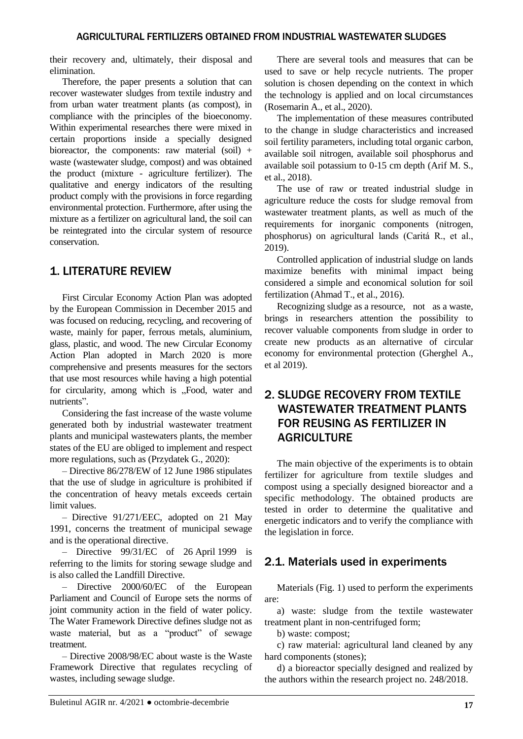their recovery and, ultimately, their disposal and elimination.

Therefore, the paper presents a solution that can recover wastewater sludges from textile industry and from urban water treatment plants (as compost), in compliance with the principles of the bioeconomy. Within experimental researches there were mixed in certain proportions inside a specially designed bioreactor, the components: raw material (soil) + waste (wastewater sludge, compost) and was obtained the product (mixture - agriculture fertilizer). The qualitative and energy indicators of the resulting product comply with the provisions in force regarding environmental protection. Furthermore, after using the mixture as a fertilizer on agricultural land, the soil can be reintegrated into the circular system of resource conservation.

## 1. LITERATURE REVIEW

First Circular Economy Action Plan was adopted by the European Commission in December 2015 and was focused on reducing, recycling, and recovering of waste, mainly for paper, ferrous metals, aluminium, glass, plastic, and wood. The new Circular Economy Action Plan adopted in March 2020 is more comprehensive and presents measures for the sectors that use most resources while having a high potential for circularity, among which is „Food, water and nutrients".

Considering the fast increase of the waste volume generated both by industrial wastewater treatment plants and municipal wastewaters plants, the member states of the EU are obliged to implement and respect more regulations, such as (Przydatek G., 2020):

– Directive 86/278/EW of 12 June 1986 stipulates that the use of sludge in agriculture is prohibited if the concentration of heavy metals exceeds certain limit values.

– Directive 91/271/EEC, adopted on 21 May 1991, concerns the treatment of municipal sewage and is the operational directive.

– Directive 99/31/EC of 26 April 1999 is referring to the limits for storing sewage sludge and is also called the Landfill Directive.

– Directive 2000/60/EC of the European Parliament and Council of Europe sets the norms of joint community action in the field of water policy. The Water Framework Directive defines sludge not as waste material, but as a "product" of sewage treatment.

– Directive 2008/98/EC about waste is the Waste Framework Directive that regulates recycling of wastes, including sewage sludge.

There are several tools and measures that can be used to save or help recycle nutrients. The proper solution is chosen depending on the context in which the technology is applied and on local circumstances (Rosemarin A., et al., 2020).

The implementation of these measures contributed to the change in sludge characteristics and increased soil fertility parameters, including total organic carbon, available soil nitrogen, available soil phosphorus and available soil potassium to 0-15 cm depth (Arif M. S., et al., 2018).

The use of raw or treated industrial sludge in agriculture reduce the costs for sludge removal from wastewater treatment plants, as well as much of the requirements for inorganic components (nitrogen, phosphorus) on agricultural lands (Caritá R., et al., 2019).

Controlled application of industrial sludge on lands maximize benefits with minimal impact being considered a simple and economical solution for soil fertilization (Ahmad T., et al., 2016).

Recognizing sludge as a resource, not as a waste, brings in researchers attention the possibility to recover valuable components from sludge in order to create new products as an alternative of circular economy for environmental protection (Gherghel A., et al 2019).

## 2. SLUDGE RECOVERY FROM TEXTILE WASTEWATER TREATMENT PLANTS FOR REUSING AS FERTILIZER IN AGRICULTURE

The main objective of the experiments is to obtain fertilizer for agriculture from textile sludges and compost using a specially designed bioreactor and a specific methodology. The obtained products are tested in order to determine the qualitative and energetic indicators and to verify the compliance with the legislation in force.

### 2.1. Materials used in experiments

Materials (Fig. 1) used to perform the experiments are:

a) waste: sludge from the textile wastewater treatment plant in non-centrifuged form;

b) waste: compost;

c) raw material: agricultural land cleaned by any hard components (stones);

d) a bioreactor specially designed and realized by the authors within the research project no. 248/2018.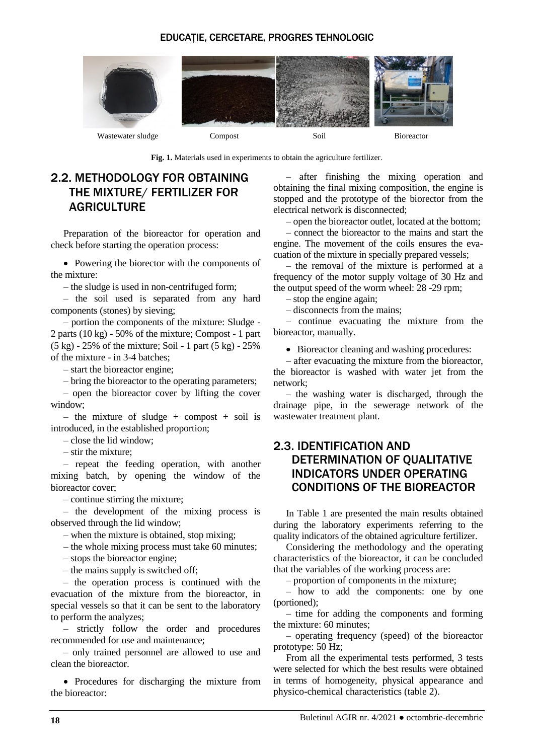Wastewater sludge Compost Soil Bioreactor

**Fig. 1.** Materials used in experiments to obtain the agriculture fertilizer.

## 2.2. METHODOLOGY FOR OBTAINING THE MIXTURE/ FERTILIZER FOR AGRICULTURE

Preparation of the bioreactor for operation and check before starting the operation process:

- Powering the biorector with the components of the mixture:

– the sludge is used in non-centrifuged form;

– the soil used is separated from any hard components (stones) by sieving;

– portion the components of the mixture: Sludge - 2 parts (10 kg) - 50% of the mixture; Compost - 1 part (5 kg) - 25% of the mixture; Soil - 1 part (5 kg) - 25% of the mixture - in 3-4 batches;

– start the bioreactor engine;

– bring the bioreactor to the operating parameters;

– open the bioreactor cover by lifting the cover window;

– the mixture of sludge + compost + soil is introduced, in the established proportion;

– close the lid window;

– stir the mixture;

– repeat the feeding operation, with another mixing batch, by opening the window of the bioreactor cover;

– continue stirring the mixture;

– the development of the mixing process is observed through the lid window;

– when the mixture is obtained, stop mixing;

– the whole mixing process must take 60 minutes;

– stops the bioreactor engine;

– the mains supply is switched off;

– the operation process is continued with the evacuation of the mixture from the bioreactor, in special vessels so that it can be sent to the laboratory to perform the analyzes;

– strictly follow the order and procedures recommended for use and maintenance;

– only trained personnel are allowed to use and clean the bioreactor.

- Procedures for discharging the mixture from the bioreactor:

– after finishing the mixing operation and obtaining the final mixing composition, the engine is stopped and the prototype of the biorector from the electrical network is disconnected;

– open the bioreactor outlet, located at the bottom;

– connect the bioreactor to the mains and start the engine. The movement of the coils ensures the evacuation of the mixture in specially prepared vessels;

– the removal of the mixture is performed at a frequency of the motor supply voltage of 30 Hz and the output speed of the worm wheel: 28 -29 rpm;

– stop the engine again;

– disconnects from the mains;

– continue evacuating the mixture from the bioreactor, manually.

- Bioreactor cleaning and washing procedures:

– after evacuating the mixture from the bioreactor, the bioreactor is washed with water jet from the network;

– the washing water is discharged, through the drainage pipe, in the sewerage network of the wastewater treatment plant.

## 2.3. IDENTIFICATION AND DETERMINATION OF QUALITATIVE INDICATORS UNDER OPERATING CONDITIONS OF THE BIOREACTOR

In Table 1 are presented the main results obtained during the laboratory experiments referring to the quality indicators of the obtained agriculture fertilizer.

Considering the methodology and the operating characteristics of the bioreactor, it can be concluded that the variables of the working process are:

– proportion of components in the mixture;

– how to add the components: one by one (portioned);

– time for adding the components and forming the mixture: 60 minutes;

– operating frequency (speed) of the bioreactor prototype: 50 Hz;

From all the experimental tests performed, 3 tests were selected for which the best results were obtained in terms of homogeneity, physical appearance and physico-chemical characteristics (table 2).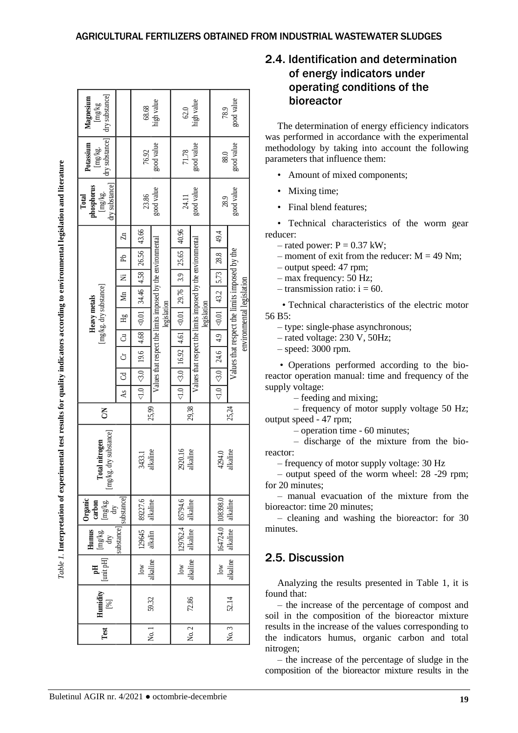*Table 1.* **Interpretation of experimental test results for quality indicators according to environmental legislation and literature**

| Test | Humidity [%] | pH [unit pH] | Humus [mg/kg dry substance] | Organic carbon [mg/kg dry substance] | Total nitrogen [mg/kg dry substance] | C/N | Heavy metals [mg/kg dry substance] | | | | | | | | | Total phosphorus [mg/kg dry substance] | Potassium [mg/kg dry substance] | Magnesium [mg/kg dry substance] |
|---|---|---|---|---|---|---|---|---|---|---|---|---|---|---|---|---|---|---|
| | | | | | | | As | Cd | Cr | Cu | Hg | Mn | Ni | Pb | Zn | | | |
| No. 1 | 59.32 | low alkaline | 129645 alkalin | 89227.6 alkaline | 3433.1 alkaline | 25,99 | <1.0 | <3.0 | 19.6 | 4.68 | <0.01 | 34.46 | 4.58 | 26.56 | 43.66 | 23.86 good value | 76.92 good value | 68.68 high value |
| | | | | | | | Values that respect the limits imposed by the environmental legislation | | | | | | | | | | | |
| No. 2 | 72.86 | low alkaline | 129762.4 alkaline | 85794.6 alkaline | 2920.16 alkaline | 29,38 | <1.0 | <3.0 | 16.92 | 4.61 | <0.01 | 29.76 | 3.9 | 25.65 | 40.96 | 24.11 good value | 71.78 good value | 62.0 high value |
| | | | | | | | Values that respect the limits imposed by the environmental legislation | | | | | | | | | | | |
| No. 3 | 52.14 | low alkaline | 164724.0 alkaline | 108398.0 alkaline | 4294.0 alkaline | 25,24 | <1.0 | <3.0 | 24.6 | 4.9 | <0.01 | 43.2 | 5.73 | 28.8 | 49.4 | 28.9 good value | 88.0 good value | 78.9 good value |
| | | | | | | | Values that respect the limits imposed by the environmental legislation | | | | | | | | | | | |

## 2.4. Identification and determination of energy indicators under operating conditions of the bioreactor

The determination of energy efficiency indicators was performed in accordance with the experimental methodology by taking into account the following parameters that influence them:

- Amount of mixed components;
- Mixing time;
- Final blend features;
- Technical characteristics of the worm gear reducer:
  - – rated power: P = 0.37 kW;
  - – moment of exit from the reducer: M = 49 Nm;
  - – output speed: 47 rpm;
  - – max frequency: 50 Hz;
  - – transmission ratio: i = 60.
- Technical characteristics of the electric motor 56 B5:
  - – type: single-phase asynchronous;
  - – rated voltage: 230 V, 50Hz;
  - – speed: 3000 rpm.
- Operations performed according to the bioreactor operation manual: time and frequency of the supply voltage:
  - – feeding and mixing;
  - – frequency of motor supply voltage 50 Hz; output speed - 47 rpm;
  - – operation time - 60 minutes;
  - – discharge of the mixture from the bioreactor:
  - – frequency of motor supply voltage: 30 Hz
  - – output speed of the worm wheel: 28 -29 rpm; for 20 minutes;
  - – manual evacuation of the mixture from the bioreactor: time 20 minutes;
  - – cleaning and washing the bioreactor: for 30 minutes.

## 2.5. Discussion

Analyzing the results presented in Table 1, it is found that:

– the increase of the percentage of compost and soil in the composition of the bioreactor mixture results in the increase of the values corresponding to the indicators humus, organic carbon and total nitrogen;

– the increase of the percentage of sludge in the composition of the bioreactor mixture results in the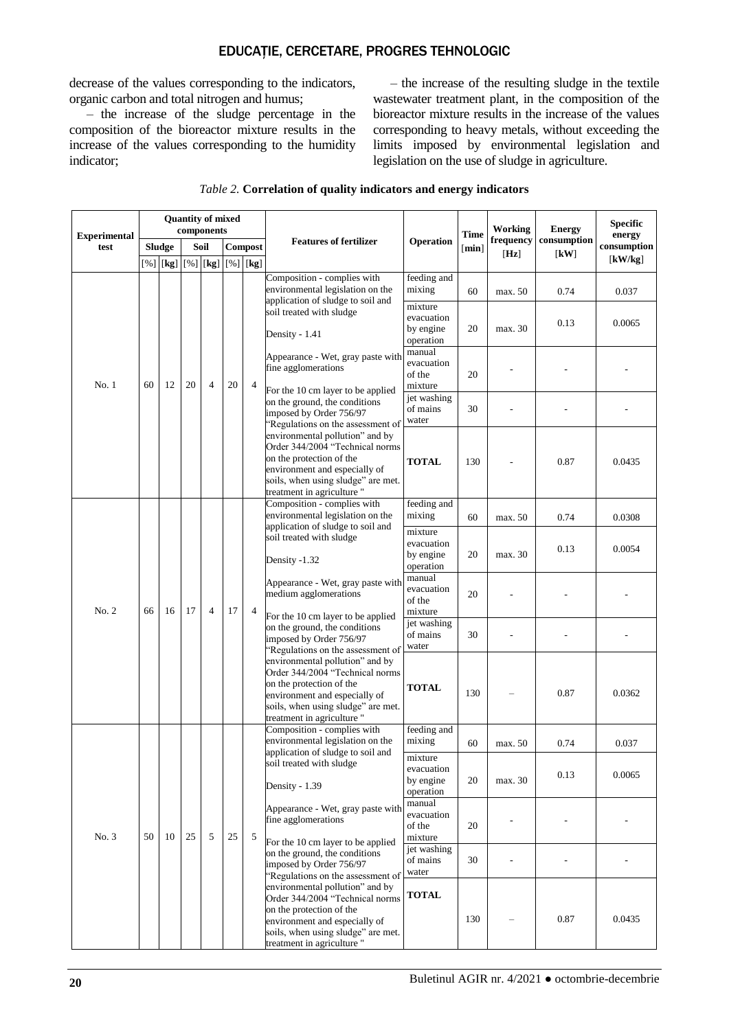decrease of the values corresponding to the indicators, organic carbon and total nitrogen and humus;

– the increase of the sludge percentage in the composition of the bioreactor mixture results in the increase of the values corresponding to the humidity indicator;

– the increase of the resulting sludge in the textile wastewater treatment plant, in the composition of the bioreactor mixture results in the increase of the values corresponding to heavy metals, without exceeding the limits imposed by environmental legislation and legislation on the use of sludge in agriculture.

*Table 2.* **Correlation of quality indicators and energy indicators**

| Experimental test | Quantity of mixed components | | | | | | Features of fertilizer | Operation | Time [min] | Working frequency [Hz] | Energy consumption [kW] | Specific energy consumption [kW/kg] |
|---|---|---|---|---|---|---|---|---|---|---|---|---|
| | Sludge | | Soil | | Compost | | | | | | | |
| | [%] | [kg] | [%] | [kg] | [%] | [kg] | | | | | | |
| No. 1 | 60 | 12 | 20 | 4 | 20 | 4 | Composition - complies with environmental legislation on the application of sludge to soil and soil treated with sludge<br>Density - 1.41<br>Appearance - Wet, gray paste with fine agglomerations<br>For the 10 cm layer to be applied on the ground, the conditions imposed by Order 756/97 "Regulations on the assessment of environmental pollution" and by Order 344/2004 "Technical norms on the protection of the environment and especially of soils, when using sludge" are met. treatment in agriculture " | feeding and mixing | 60 | max. 50 | 0.74 | 0.037 |
| | | | | | | | | mixture evacuation by engine operation | 20 | max. 30 | 0.13 | 0.0065 |
| | | | | | | | | manual evacuation of the mixture | 20 | - | - | - |
| | | | | | | | | jet washing of mains water | 30 | - | - | - |
| | | | | | | | | **TOTAL** | 130 | - | 0.87 | 0.0435 |
| No. 2 | 66 | 16 | 17 | 4 | 17 | 4 | Composition - complies with environmental legislation on the application of sludge to soil and soil treated with sludge<br>Density -1.32<br>Appearance - Wet, gray paste with medium agglomerations<br>For the 10 cm layer to be applied on the ground, the conditions imposed by Order 756/97 "Regulations on the assessment of environmental pollution" and by Order 344/2004 "Technical norms on the protection of the environment and especially of soils, when using sludge" are met. treatment in agriculture " | feeding and mixing | 60 | max. 50 | 0.74 | 0.0308 |
| | | | | | | | | mixture evacuation by engine operation | 20 | max. 30 | 0.13 | 0.0054 |
| | | | | | | | | manual evacuation of the mixture | 20 | - | - | - |
| | | | | | | | | jet washing of mains water | 30 | - | - | - |
| | | | | | | | | **TOTAL** | 130 | – | 0.87 | 0.0362 |
| No. 3 | 50 | 10 | 25 | 5 | 25 | 5 | Composition - complies with environmental legislation on the application of sludge to soil and soil treated with sludge<br>Density - 1.39<br>Appearance - Wet, gray paste with fine agglomerations<br>For the 10 cm layer to be applied on the ground, the conditions imposed by Order 756/97 "Regulations on the assessment of environmental pollution" and by Order 344/2004 "Technical norms on the protection of the environment and especially of soils, when using sludge" are met. treatment in agriculture " | feeding and mixing | 60 | max. 50 | 0.74 | 0.037 |
| | | | | | | | | mixture evacuation by engine operation | 20 | max. 30 | 0.13 | 0.0065 |
| | | | | | | | | manual evacuation of the mixture | 20 | - | - | - |
| | | | | | | | | jet washing of mains water | 30 | - | - | - |
| | | | | | | | | **TOTAL** | 130 | – | 0.87 | 0.0435 |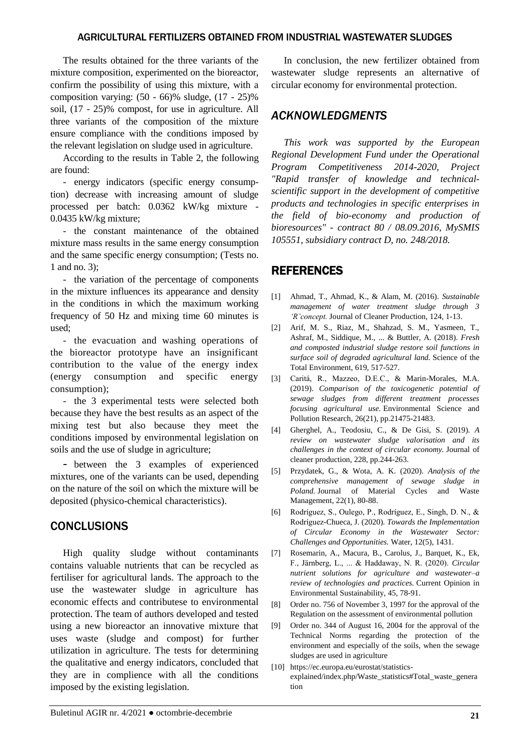The results obtained for the three variants of the mixture composition, experimented on the bioreactor, confirm the possibility of using this mixture, with a composition varying: (50 - 66)% sludge, (17 - 25)% soil, (17 - 25)% compost, for use in agriculture. All three variants of the composition of the mixture ensure compliance with the conditions imposed by the relevant legislation on sludge used in agriculture.

According to the results in Table 2, the following are found:

- energy indicators (specific energy consumption) decrease with increasing amount of sludge processed per batch: 0.0362 kW/kg mixture - 0.0435 kW/kg mixture;
- the constant maintenance of the obtained mixture mass results in the same energy consumption and the same specific energy consumption; (Tests no. 1 and no. 3);
- the variation of the percentage of components in the mixture influences its appearance and density in the conditions in which the maximum working frequency of 50 Hz and mixing time 60 minutes is used;
- the evacuation and washing operations of the bioreactor prototype have an insignificant contribution to the value of the energy index (energy consumption and specific energy consumption);
- the 3 experimental tests were selected both because they have the best results as an aspect of the mixing test but also because they meet the conditions imposed by environmental legislation on soils and the use of sludge in agriculture;
- between the 3 examples of experienced mixtures, one of the variants can be used, depending on the nature of the soil on which the mixture will be deposited (physico-chemical characteristics).

## CONCLUSIONS

High quality sludge without contaminants contains valuable nutrients that can be recycled as fertiliser for agricultural lands. The approach to the use the wastewater sludge in agriculture has economic effects and contributese to environmental protection. The team of authors developed and tested using a new bioreactor an innovative mixture that uses waste (sludge and compost) for further utilization in agriculture. The tests for determining the qualitative and energy indicators, concluded that they are in complience with all the conditions imposed by the existing legislation.

In conclusion, the new fertilizer obtained from wastewater sludge represents an alternative of circular economy for environmental protection.

## ACKNOWLEDGMENTS

*This work was supported by the European Regional Development Fund under the Operational Program Competitiveness 2014-2020, Project "Rapid transfer of knowledge and technical-scientific support in the development of competitive products and technologies in specific enterprises in the field of bio-economy and production of bioresources" - contract 80 / 08.09.2016, MySMIS 105551, subsidiary contract D, no. 248/2018.*

## REFERENCES

[1] Ahmad, T., Ahmad, K., & Alam, M. (2016). *Sustainable management of water treatment sludge through 3 'R' concept.* Journal of Cleaner Production, 124, 1-13.

[2] Arif, M. S., Riaz, M., Shahzad, S. M., Yasmeen, T., Ashraf, M., Siddique, M., ... & Buttler, A. (2018). *Fresh and composted industrial sludge restore soil functions in surface soil of degraded agricultural land.* Science of the Total Environment, 619, 517-527.

[3] Caritá, R., Mazzeo, D.E.C., & Marin-Morales, M.A. (2019). *Comparison of the toxicogenetic potential of sewage sludges from different treatment processes focusing agricultural use.* Environmental Science and Pollution Research, 26(21), pp.21475-21483.

[4] Gherghel, A., Teodosiu, C., & De Gisi, S. (2019). *A review on wastewater sludge valorisation and its challenges in the context of circular economy.* Journal of cleaner production, 228, pp.244-263.

[5] Przydatek, G., & Wota, A. K. (2020). *Analysis of the comprehensive management of sewage sludge in Poland.* Journal of Material Cycles and Waste Management, 22(1), 80-88.

[6] Rodríguez, S., Oulego, P., Rodríguez, E., Singh, D. N., & Rodríguez-Chueca, J. (2020). *Towards the Implementation of Circular Economy in the Wastewater Sector: Challenges and Opportunities.* Water, 12(5), 1431.

[7] Rosemarin, A., Macura, B., Carolus, J., Barquet, K., Ek, F., Järnberg, L., ... & Haddaway, N. R. (2020). *Circular nutrient solutions for agriculture and wastewater–a review of technologies and practices.* Current Opinion in Environmental Sustainability, 45, 78-91.

[8] Order no. 756 of November 3, 1997 for the approval of the Regulation on the assessment of environmental pollution

[9] Order no. 344 of August 16, 2004 for the approval of the Technical Norms regarding the protection of the environment and especially of the soils, when the sewage sludges are used in agriculture

[10] https://ec.europa.eu/eurostat/statistics-explained/index.php/Waste_statistics#Total_waste_generation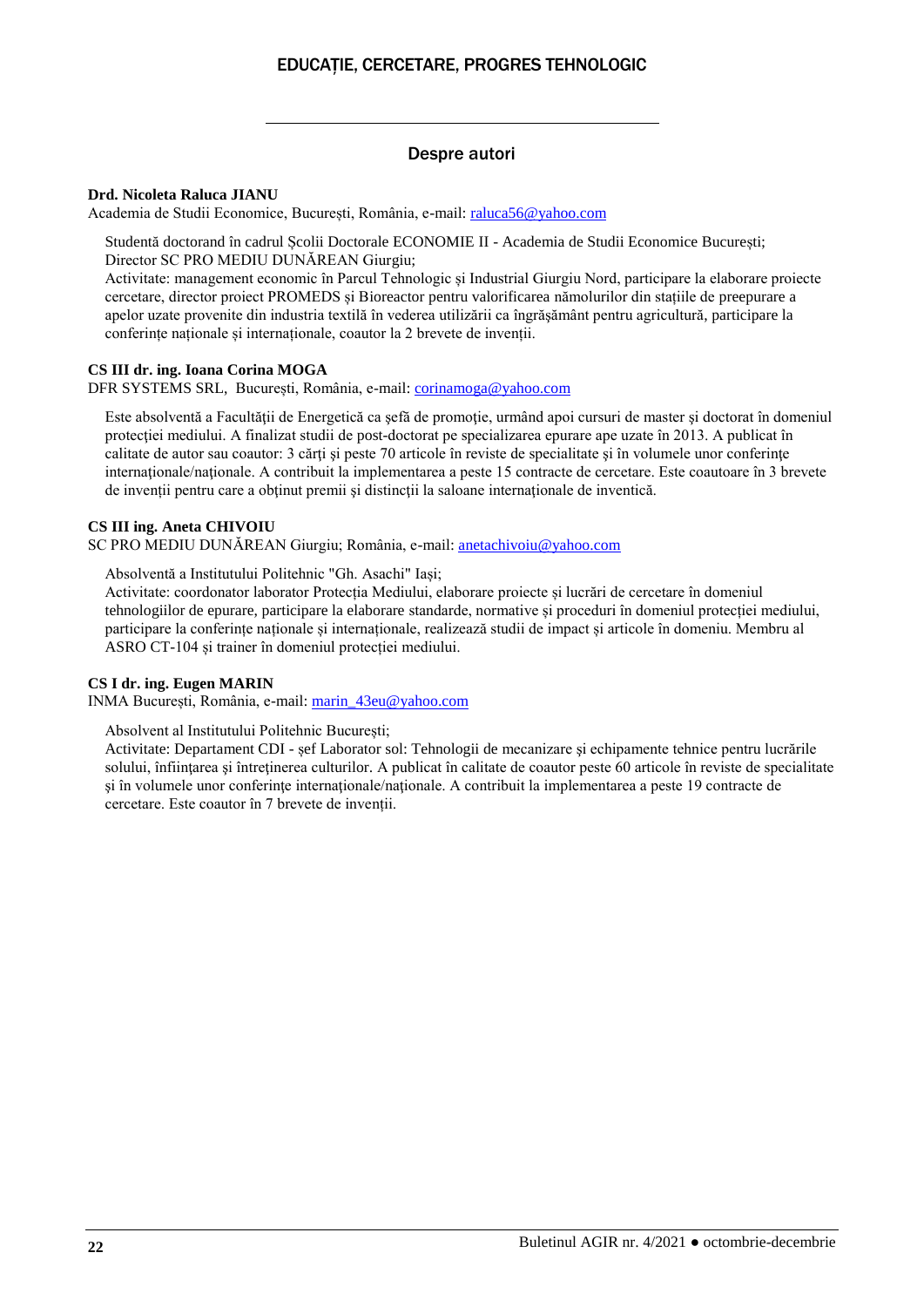## Despre autori

**Drd. Nicoleta Raluca JIANU**
Academia de Studii Economice, București, România, e-mail: raluca56@yahoo.com

Studentă doctorand în cadrul Școlii Doctorale ECONOMIE II - Academia de Studii Economice București;
Director SC PRO MEDIU DUNĂREAN Giurgiu;
Activitate: management economic în Parcul Tehnologic și Industrial Giurgiu Nord, participare la elaborare proiecte cercetare, director proiect PROMEDS și Bioreactor pentru valorificarea nămolurilor din stațiile de preepurare a apelor uzate provenite din industria textilă în vederea utilizării ca îngrășământ pentru agricultură, participare la conferințe naționale și internaționale, coautor la 2 brevete de invenții.

**CS III dr. ing. Ioana Corina MOGA**
DFR SYSTEMS SRL, București, România, e-mail: corinamoga@yahoo.com

Este absolventă a Facultății de Energetică ca șefă de promoție, urmând apoi cursuri de master și doctorat în domeniul protecției mediului. A finalizat studii de post-doctorat pe specializarea epurare ape uzate în 2013. A publicat în calitate de autor sau coautor: 3 cărți și peste 70 articole în reviste de specialitate și în volumele unor conferințe internaționale/naționale. A contribuit la implementarea a peste 15 contracte de cercetare. Este coautoare în 3 brevete de invenții pentru care a obținut premii și distincții la saloane internaționale de inventică.

**CS III ing. Aneta CHIVOIU**
SC PRO MEDIU DUNĂREAN Giurgiu; România, e-mail: anetachivoiu@yahoo.com

Absolventă a Institutului Politehnic "Gh. Asachi" Iași;
Activitate: coordonator laborator Protecția Mediului, elaborare proiecte și lucrări de cercetare în domeniul tehnologiilor de epurare, participare la elaborare standarde, normative și proceduri în domeniul protecției mediului, participare la conferințe naționale și internaționale, realizează studii de impact și articole în domeniu. Membru al ASRO CT-104 și trainer în domeniul protecției mediului.

**CS I dr. ing. Eugen MARIN**
INMA București, România, e-mail: marin_43eu@yahoo.com

Absolvent al Institutului Politehnic București;
Activitate: Departament CDI - șef Laborator sol: Tehnologii de mecanizare și echipamente tehnice pentru lucrările solului, înființarea și întreținerea culturilor. A publicat în calitate de coautor peste 60 articole în reviste de specialitate și în volumele unor conferințe internaționale/naționale. A contribuit la implementarea a peste 19 contracte de cercetare. Este coautor în 7 brevete de invenții.